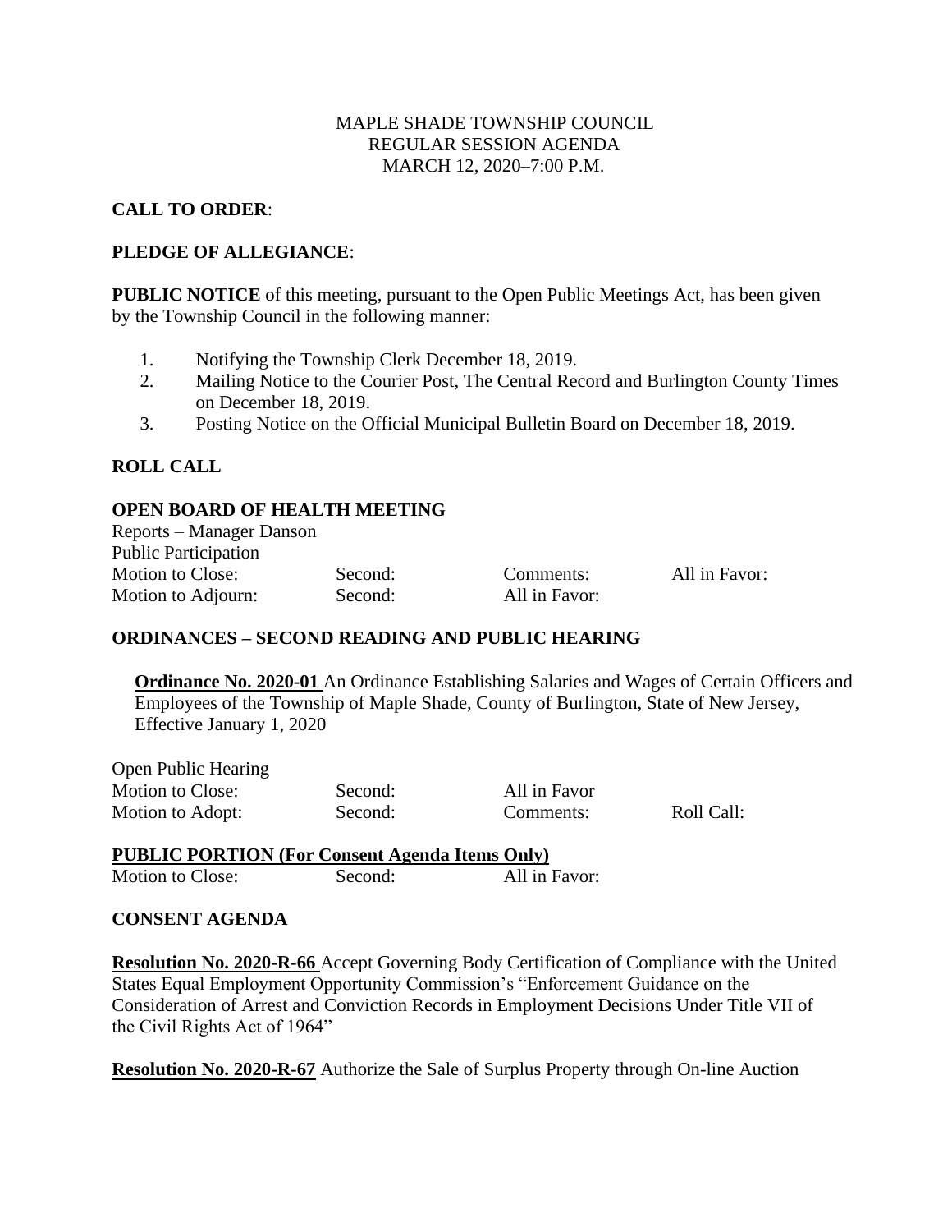MAPLE SHADE TOWNSHIP COUNCIL
REGULAR SESSION AGENDA
MARCH 12, 2020–7:00 P.M.

**CALL TO ORDER**:

**PLEDGE OF ALLEGIANCE**:

**PUBLIC NOTICE** of this meeting, pursuant to the Open Public Meetings Act, has been given by the Township Council in the following manner:

1. Notifying the Township Clerk December 18, 2019.
2. Mailing Notice to the Courier Post, The Central Record and Burlington County Times on December 18, 2019.
3. Posting Notice on the Official Municipal Bulletin Board on December 18, 2019.

**ROLL CALL**

**OPEN BOARD OF HEALTH MEETING**

Reports – Manager Danson
Public Participation

| | | | |
|---|---|---|---|
| Motion to Close: | Second: | Comments: | All in Favor: |
| Motion to Adjourn: | Second: | All in Favor: | |

**ORDINANCES – SECOND READING AND PUBLIC HEARING**

**Ordinance No. 2020-01** An Ordinance Establishing Salaries and Wages of Certain Officers and Employees of the Township of Maple Shade, County of Burlington, State of New Jersey, Effective January 1, 2020

Open Public Hearing

| | | | |
|---|---|---|---|
| Motion to Close: | Second: | All in Favor | |
| Motion to Adopt: | Second: | Comments: | Roll Call: |

**PUBLIC PORTION (For Consent Agenda Items Only)**

| | | |
|---|---|---|
| Motion to Close: | Second: | All in Favor: |

**CONSENT AGENDA**

**Resolution No. 2020-R-66** Accept Governing Body Certification of Compliance with the United States Equal Employment Opportunity Commission's "Enforcement Guidance on the Consideration of Arrest and Conviction Records in Employment Decisions Under Title VII of the Civil Rights Act of 1964"

**Resolution No. 2020-R-67** Authorize the Sale of Surplus Property through On-line Auction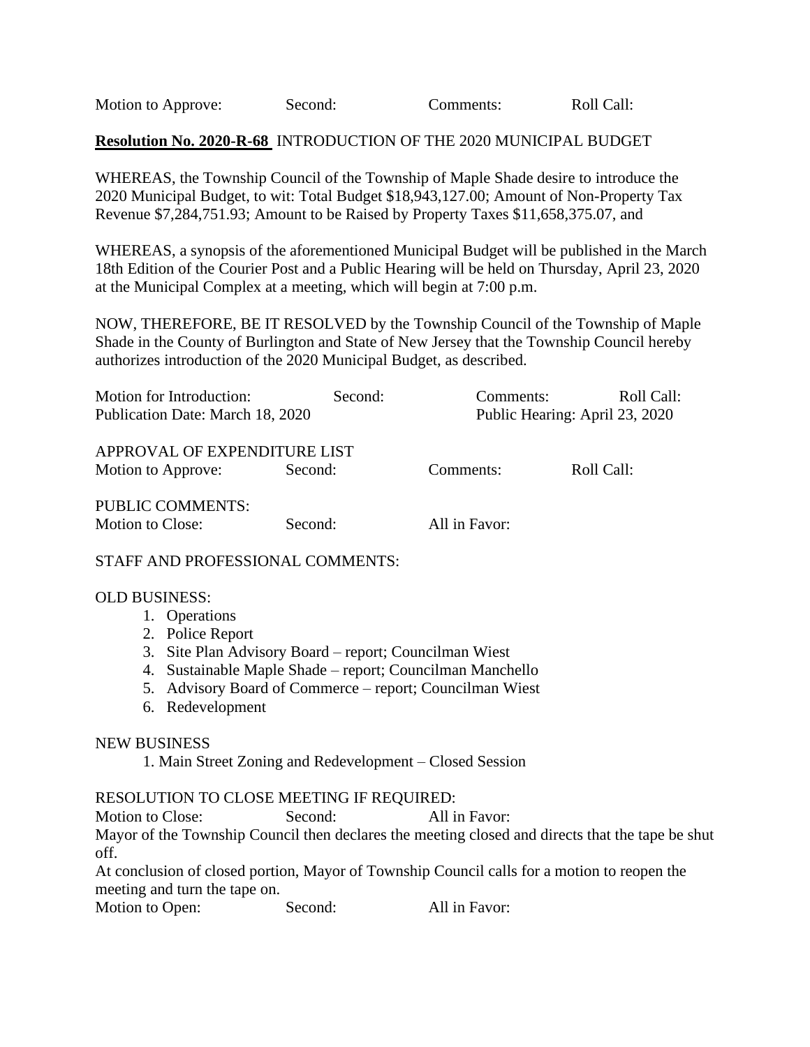Motion to Approve: Second: Comments: Roll Call:

**Resolution No. 2020-R-68** INTRODUCTION OF THE 2020 MUNICIPAL BUDGET

WHEREAS, the Township Council of the Township of Maple Shade desire to introduce the 2020 Municipal Budget, to wit: Total Budget $18,943,127.00; Amount of Non-Property Tax Revenue $7,284,751.93; Amount to be Raised by Property Taxes $11,658,375.07, and

WHEREAS, a synopsis of the aforementioned Municipal Budget will be published in the March 18th Edition of the Courier Post and a Public Hearing will be held on Thursday, April 23, 2020 at the Municipal Complex at a meeting, which will begin at 7:00 p.m.

NOW, THEREFORE, BE IT RESOLVED by the Township Council of the Township of Maple Shade in the County of Burlington and State of New Jersey that the Township Council hereby authorizes introduction of the 2020 Municipal Budget, as described.

Motion for Introduction: Second: Comments: Roll Call:
Publication Date: March 18, 2020 Public Hearing: April 23, 2020

APPROVAL OF EXPENDITURE LIST
Motion to Approve: Second: Comments: Roll Call:

PUBLIC COMMENTS:
Motion to Close: Second: All in Favor:

STAFF AND PROFESSIONAL COMMENTS:

OLD BUSINESS:

1. Operations
2. Police Report
3. Site Plan Advisory Board – report; Councilman Wiest
4. Sustainable Maple Shade – report; Councilman Manchello
5. Advisory Board of Commerce – report; Councilman Wiest
6. Redevelopment

NEW BUSINESS

1. Main Street Zoning and Redevelopment – Closed Session

RESOLUTION TO CLOSE MEETING IF REQUIRED:
Motion to Close: Second: All in Favor:
Mayor of the Township Council then declares the meeting closed and directs that the tape be shut off.
At conclusion of closed portion, Mayor of Township Council calls for a motion to reopen the meeting and turn the tape on.
Motion to Open: Second: All in Favor: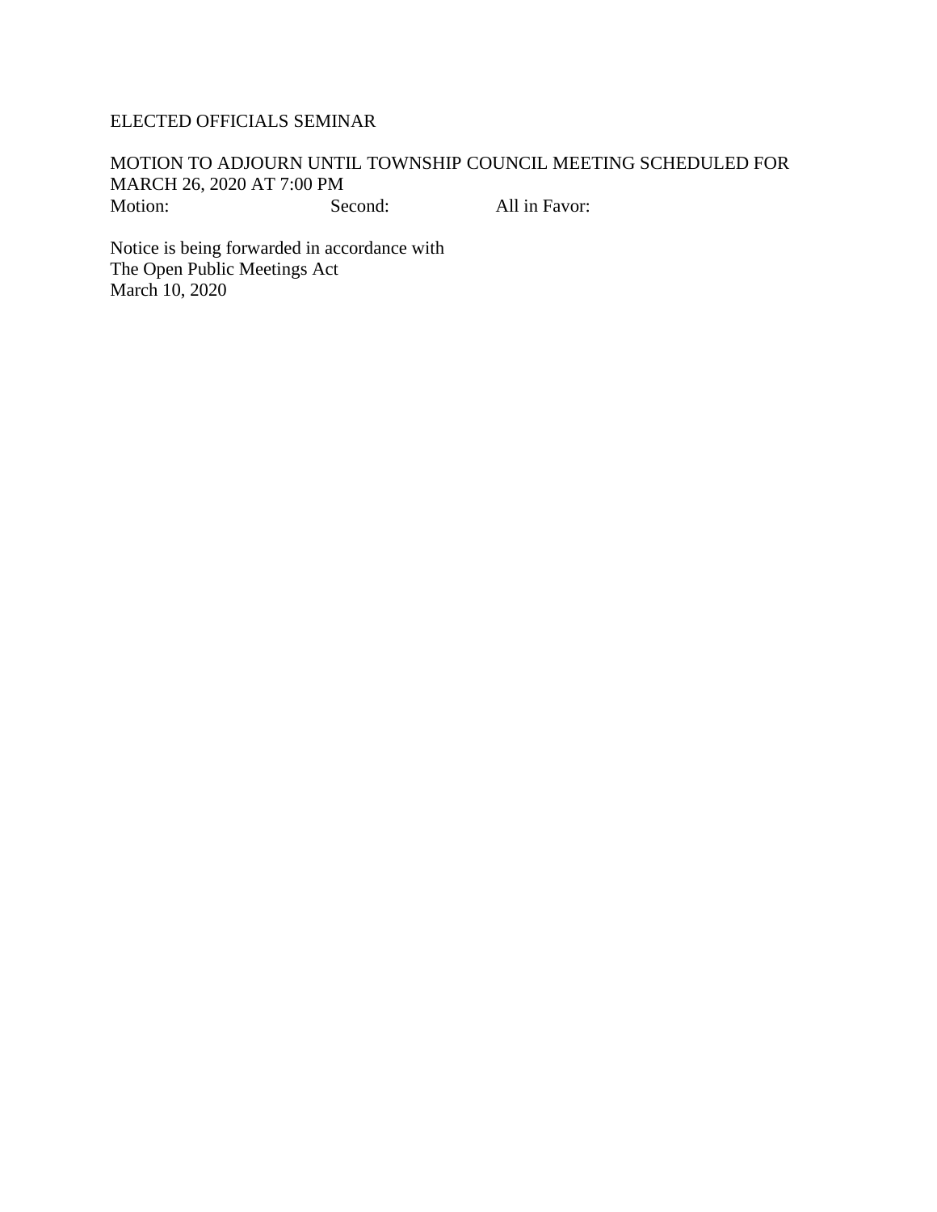ELECTED OFFICIALS SEMINAR

MOTION TO ADJOURN UNTIL TOWNSHIP COUNCIL MEETING SCHEDULED FOR MARCH 26, 2020 AT 7:00 PM

Motion: Second: All in Favor:

Notice is being forwarded in accordance with
The Open Public Meetings Act
March 10, 2020